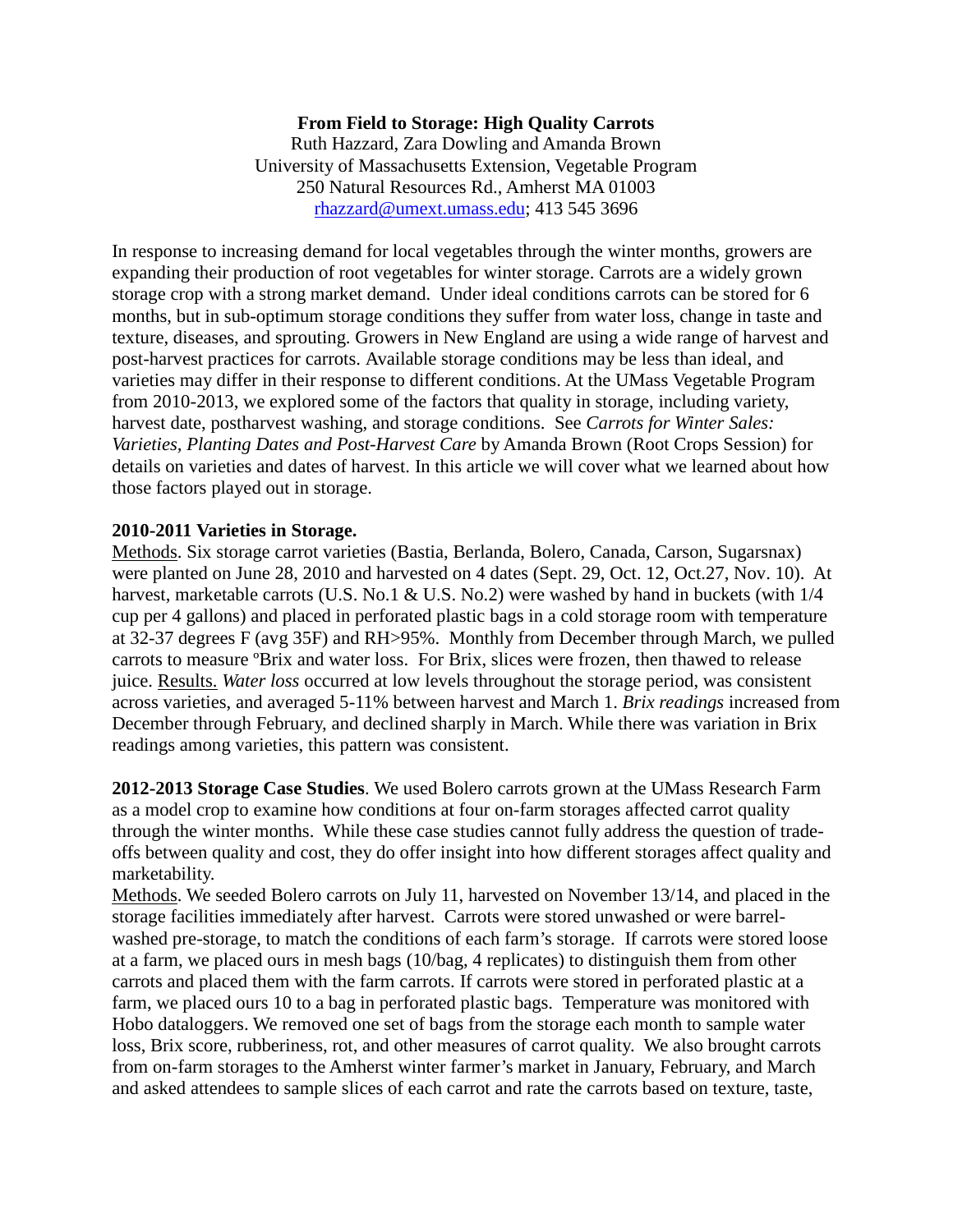**From Field to Storage: High Quality Carrots**

Ruth Hazzard, Zara Dowling and Amanda Brown
University of Massachusetts Extension, Vegetable Program
250 Natural Resources Rd., Amherst MA 01003
rhazzard@umext.umass.edu; 413 545 3696

In response to increasing demand for local vegetables through the winter months, growers are expanding their production of root vegetables for winter storage. Carrots are a widely grown storage crop with a strong market demand. Under ideal conditions carrots can be stored for 6 months, but in sub-optimum storage conditions they suffer from water loss, change in taste and texture, diseases, and sprouting. Growers in New England are using a wide range of harvest and post-harvest practices for carrots. Available storage conditions may be less than ideal, and varieties may differ in their response to different conditions. At the UMass Vegetable Program from 2010-2013, we explored some of the factors that quality in storage, including variety, harvest date, postharvest washing, and storage conditions. See *Carrots for Winter Sales: Varieties, Planting Dates and Post-Harvest Care* by Amanda Brown (Root Crops Session) for details on varieties and dates of harvest. In this article we will cover what we learned about how those factors played out in storage.

**2010-2011 Varieties in Storage.**

Methods. Six storage carrot varieties (Bastia, Berlanda, Bolero, Canada, Carson, Sugarsnax) were planted on June 28, 2010 and harvested on 4 dates (Sept. 29, Oct. 12, Oct.27, Nov. 10). At harvest, marketable carrots (U.S. No.1 & U.S. No.2) were washed by hand in buckets (with 1/4 cup per 4 gallons) and placed in perforated plastic bags in a cold storage room with temperature at 32-37 degrees F (avg 35F) and RH>95%. Monthly from December through March, we pulled carrots to measure ºBrix and water loss. For Brix, slices were frozen, then thawed to release juice. Results. *Water loss* occurred at low levels throughout the storage period, was consistent across varieties, and averaged 5-11% between harvest and March 1. *Brix readings* increased from December through February, and declined sharply in March. While there was variation in Brix readings among varieties, this pattern was consistent.

**2012-2013 Storage Case Studies**. We used Bolero carrots grown at the UMass Research Farm as a model crop to examine how conditions at four on-farm storages affected carrot quality through the winter months. While these case studies cannot fully address the question of trade-offs between quality and cost, they do offer insight into how different storages affect quality and marketability.

Methods. We seeded Bolero carrots on July 11, harvested on November 13/14, and placed in the storage facilities immediately after harvest. Carrots were stored unwashed or were barrel-washed pre-storage, to match the conditions of each farm's storage. If carrots were stored loose at a farm, we placed ours in mesh bags (10/bag, 4 replicates) to distinguish them from other carrots and placed them with the farm carrots. If carrots were stored in perforated plastic at a farm, we placed ours 10 to a bag in perforated plastic bags. Temperature was monitored with Hobo dataloggers. We removed one set of bags from the storage each month to sample water loss, Brix score, rubberiness, rot, and other measures of carrot quality. We also brought carrots from on-farm storages to the Amherst winter farmer's market in January, February, and March and asked attendees to sample slices of each carrot and rate the carrots based on texture, taste,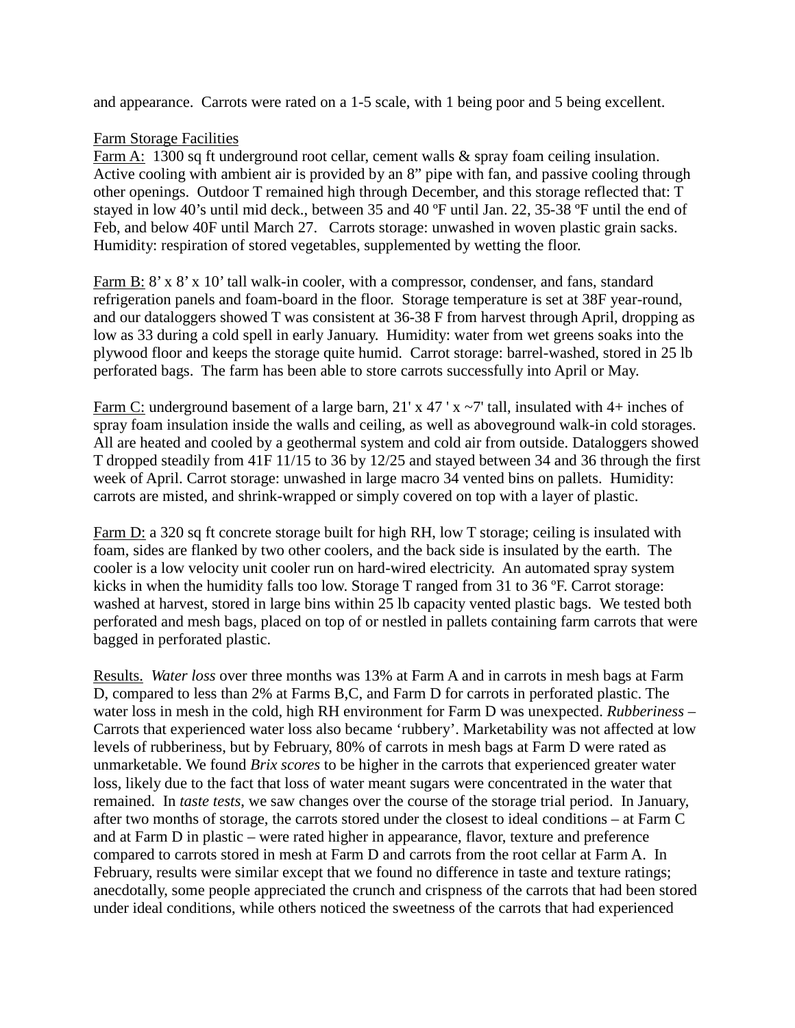and appearance. Carrots were rated on a 1-5 scale, with 1 being poor and 5 being excellent.

<u>Farm Storage Facilities</u>

<u>Farm A:</u> 1300 sq ft underground root cellar, cement walls & spray foam ceiling insulation. Active cooling with ambient air is provided by an 8" pipe with fan, and passive cooling through other openings. Outdoor T remained high through December, and this storage reflected that: T stayed in low 40's until mid deck., between 35 and 40 ºF until Jan. 22, 35-38 ºF until the end of Feb, and below 40F until March 27. Carrots storage: unwashed in woven plastic grain sacks. Humidity: respiration of stored vegetables, supplemented by wetting the floor.

<u>Farm B:</u> 8' x 8' x 10' tall walk-in cooler, with a compressor, condenser, and fans, standard refrigeration panels and foam-board in the floor. Storage temperature is set at 38F year-round, and our dataloggers showed T was consistent at 36-38 F from harvest through April, dropping as low as 33 during a cold spell in early January. Humidity: water from wet greens soaks into the plywood floor and keeps the storage quite humid. Carrot storage: barrel-washed, stored in 25 lb perforated bags. The farm has been able to store carrots successfully into April or May.

<u>Farm C:</u> underground basement of a large barn, 21' x 47 ' x ~7' tall, insulated with 4+ inches of spray foam insulation inside the walls and ceiling, as well as aboveground walk-in cold storages. All are heated and cooled by a geothermal system and cold air from outside. Dataloggers showed T dropped steadily from 41F 11/15 to 36 by 12/25 and stayed between 34 and 36 through the first week of April. Carrot storage: unwashed in large macro 34 vented bins on pallets. Humidity: carrots are misted, and shrink-wrapped or simply covered on top with a layer of plastic.

<u>Farm D:</u> a 320 sq ft concrete storage built for high RH, low T storage; ceiling is insulated with foam, sides are flanked by two other coolers, and the back side is insulated by the earth. The cooler is a low velocity unit cooler run on hard-wired electricity. An automated spray system kicks in when the humidity falls too low. Storage T ranged from 31 to 36 ºF. Carrot storage: washed at harvest, stored in large bins within 25 lb capacity vented plastic bags. We tested both perforated and mesh bags, placed on top of or nestled in pallets containing farm carrots that were bagged in perforated plastic.

<u>Results.</u> *Water loss* over three months was 13% at Farm A and in carrots in mesh bags at Farm D, compared to less than 2% at Farms B,C, and Farm D for carrots in perforated plastic. The water loss in mesh in the cold, high RH environment for Farm D was unexpected. *Rubberiness* – Carrots that experienced water loss also became 'rubbery'. Marketability was not affected at low levels of rubberiness, but by February, 80% of carrots in mesh bags at Farm D were rated as unmarketable. We found *Brix scores* to be higher in the carrots that experienced greater water loss, likely due to the fact that loss of water meant sugars were concentrated in the water that remained. In *taste tests*, we saw changes over the course of the storage trial period. In January, after two months of storage, the carrots stored under the closest to ideal conditions – at Farm C and at Farm D in plastic – were rated higher in appearance, flavor, texture and preference compared to carrots stored in mesh at Farm D and carrots from the root cellar at Farm A. In February, results were similar except that we found no difference in taste and texture ratings; anecdotally, some people appreciated the crunch and crispness of the carrots that had been stored under ideal conditions, while others noticed the sweetness of the carrots that had experienced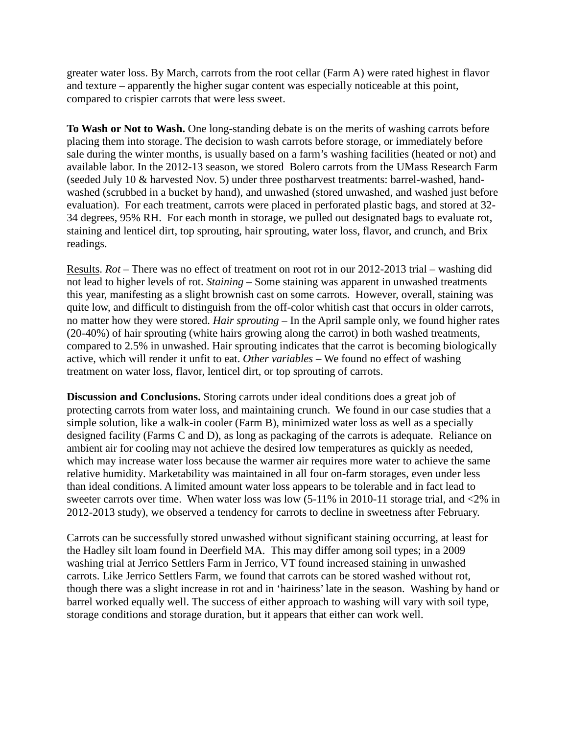greater water loss. By March, carrots from the root cellar (Farm A) were rated highest in flavor and texture – apparently the higher sugar content was especially noticeable at this point, compared to crispier carrots that were less sweet.

**To Wash or Not to Wash.** One long-standing debate is on the merits of washing carrots before placing them into storage. The decision to wash carrots before storage, or immediately before sale during the winter months, is usually based on a farm's washing facilities (heated or not) and available labor. In the 2012-13 season, we stored Bolero carrots from the UMass Research Farm (seeded July 10 & harvested Nov. 5) under three postharvest treatments: barrel-washed, hand-washed (scrubbed in a bucket by hand), and unwashed (stored unwashed, and washed just before evaluation). For each treatment, carrots were placed in perforated plastic bags, and stored at 32-34 degrees, 95% RH. For each month in storage, we pulled out designated bags to evaluate rot, staining and lenticel dirt, top sprouting, hair sprouting, water loss, flavor, and crunch, and Brix readings.

Results. *Rot* – There was no effect of treatment on root rot in our 2012-2013 trial – washing did not lead to higher levels of rot. *Staining* – Some staining was apparent in unwashed treatments this year, manifesting as a slight brownish cast on some carrots. However, overall, staining was quite low, and difficult to distinguish from the off-color whitish cast that occurs in older carrots, no matter how they were stored. *Hair sprouting* – In the April sample only, we found higher rates (20-40%) of hair sprouting (white hairs growing along the carrot) in both washed treatments, compared to 2.5% in unwashed. Hair sprouting indicates that the carrot is becoming biologically active, which will render it unfit to eat. *Other variables* – We found no effect of washing treatment on water loss, flavor, lenticel dirt, or top sprouting of carrots.

**Discussion and Conclusions.** Storing carrots under ideal conditions does a great job of protecting carrots from water loss, and maintaining crunch. We found in our case studies that a simple solution, like a walk-in cooler (Farm B), minimized water loss as well as a specially designed facility (Farms C and D), as long as packaging of the carrots is adequate. Reliance on ambient air for cooling may not achieve the desired low temperatures as quickly as needed, which may increase water loss because the warmer air requires more water to achieve the same relative humidity. Marketability was maintained in all four on-farm storages, even under less than ideal conditions. A limited amount water loss appears to be tolerable and in fact lead to sweeter carrots over time. When water loss was low (5-11% in 2010-11 storage trial, and <2% in 2012-2013 study), we observed a tendency for carrots to decline in sweetness after February.

Carrots can be successfully stored unwashed without significant staining occurring, at least for the Hadley silt loam found in Deerfield MA. This may differ among soil types; in a 2009 washing trial at Jerrico Settlers Farm in Jerrico, VT found increased staining in unwashed carrots. Like Jerrico Settlers Farm, we found that carrots can be stored washed without rot, though there was a slight increase in rot and in 'hairiness' late in the season. Washing by hand or barrel worked equally well. The success of either approach to washing will vary with soil type, storage conditions and storage duration, but it appears that either can work well.